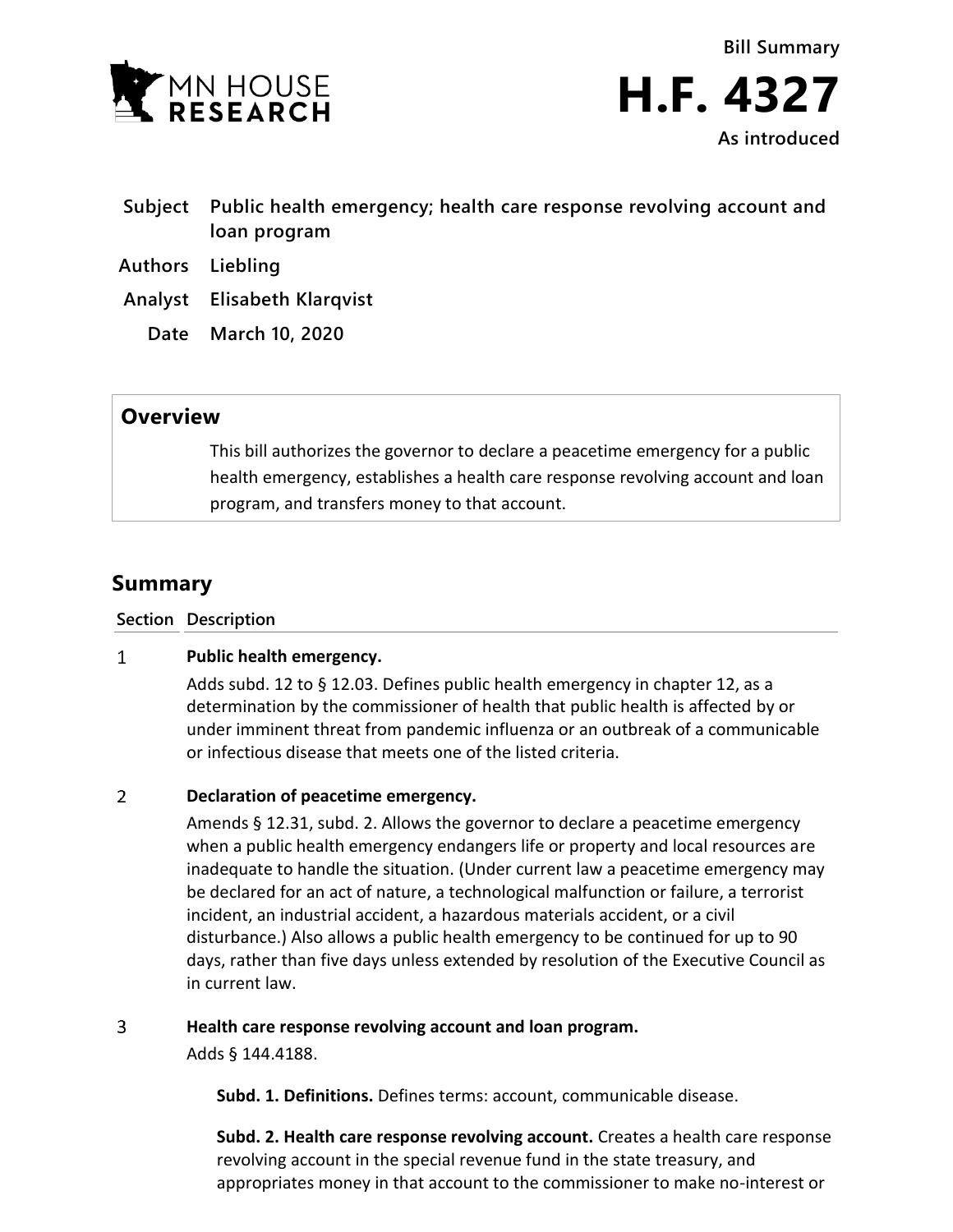**Bill Summary**

# H.F. 4327

**As introduced**

| | |
|---|---|
| **Subject** | **Public health emergency; health care response revolving account and loan program** |
| **Authors** | **Liebling** |
| **Analyst** | **Elisabeth Klarqvist** |
| **Date** | **March 10, 2020** |

## Overview

This bill authorizes the governor to declare a peacetime emergency for a public health emergency, establishes a health care response revolving account and loan program, and transfers money to that account.

## Summary

| Section | Description |
|---|---|
| 1 | **Public health emergency.**<br>Adds subd. 12 to § 12.03. Defines public health emergency in chapter 12, as a determination by the commissioner of health that public health is affected by or under imminent threat from pandemic influenza or an outbreak of a communicable or infectious disease that meets one of the listed criteria. |
| 2 | **Declaration of peacetime emergency.**<br>Amends § 12.31, subd. 2. Allows the governor to declare a peacetime emergency when a public health emergency endangers life or property and local resources are inadequate to handle the situation. (Under current law a peacetime emergency may be declared for an act of nature, a technological malfunction or failure, a terrorist incident, an industrial accident, a hazardous materials accident, or a civil disturbance.) Also allows a public health emergency to be continued for up to 90 days, rather than five days unless extended by resolution of the Executive Council as in current law. |
| 3 | **Health care response revolving account and loan program.**<br>Adds § 144.4188.<br><br>**Subd. 1. Definitions.** Defines terms: account, communicable disease.<br><br>**Subd. 2. Health care response revolving account.** Creates a health care response revolving account in the special revenue fund in the state treasury, and appropriates money in that account to the commissioner to make no-interest or |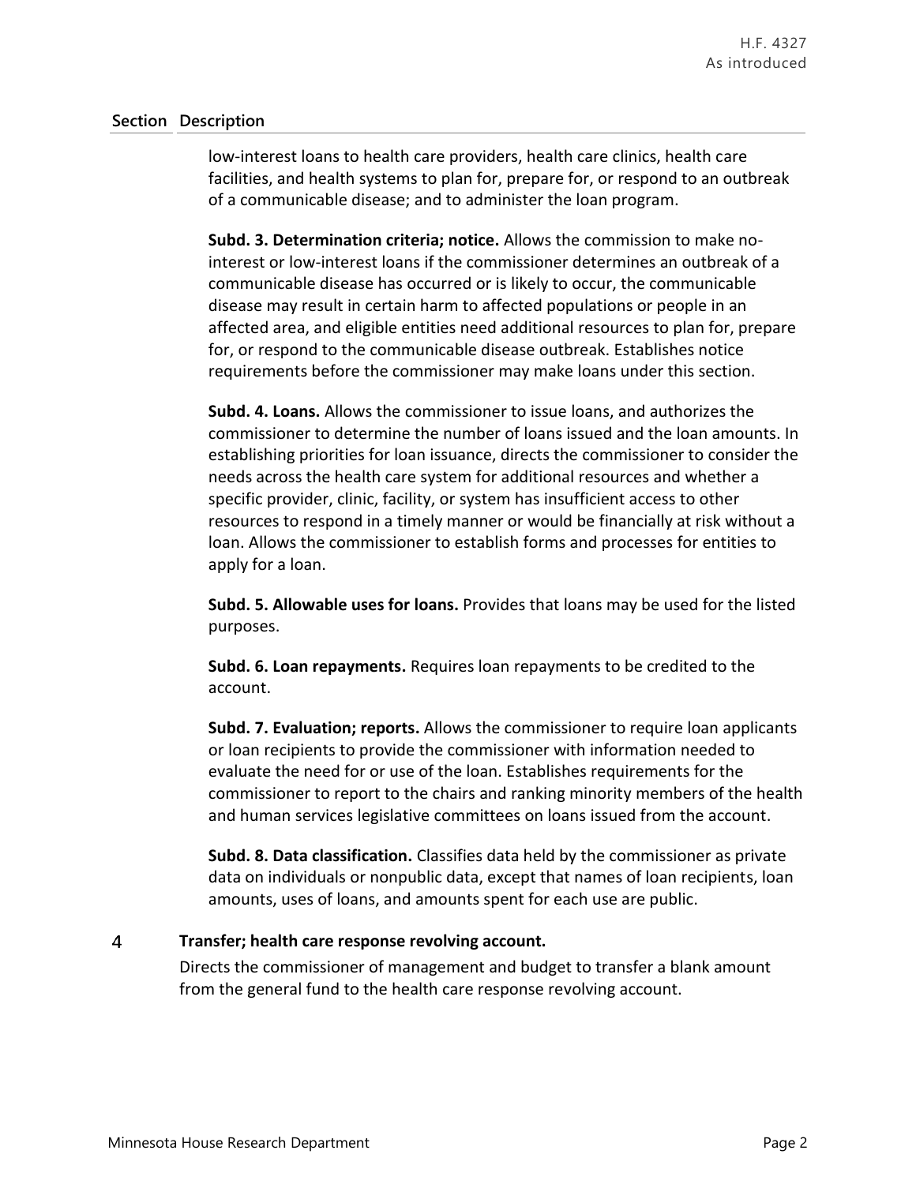| Section | Description |
|---|---|
| | low-interest loans to health care providers, health care clinics, health care facilities, and health systems to plan for, prepare for, or respond to an outbreak of a communicable disease; and to administer the loan program. |
| | **Subd. 3. Determination criteria; notice.** Allows the commission to make no-interest or low-interest loans if the commissioner determines an outbreak of a communicable disease has occurred or is likely to occur, the communicable disease may result in certain harm to affected populations or people in an affected area, and eligible entities need additional resources to plan for, prepare for, or respond to the communicable disease outbreak. Establishes notice requirements before the commissioner may make loans under this section. |
| | **Subd. 4. Loans.** Allows the commissioner to issue loans, and authorizes the commissioner to determine the number of loans issued and the loan amounts. In establishing priorities for loan issuance, directs the commissioner to consider the needs across the health care system for additional resources and whether a specific provider, clinic, facility, or system has insufficient access to other resources to respond in a timely manner or would be financially at risk without a loan. Allows the commissioner to establish forms and processes for entities to apply for a loan. |
| | **Subd. 5. Allowable uses for loans.** Provides that loans may be used for the listed purposes. |
| | **Subd. 6. Loan repayments.** Requires loan repayments to be credited to the account. |
| | **Subd. 7. Evaluation; reports.** Allows the commissioner to require loan applicants or loan recipients to provide the commissioner with information needed to evaluate the need for or use of the loan. Establishes requirements for the commissioner to report to the chairs and ranking minority members of the health and human services legislative committees on loans issued from the account. |
| | **Subd. 8. Data classification.** Classifies data held by the commissioner as private data on individuals or nonpublic data, except that names of loan recipients, loan amounts, uses of loans, and amounts spent for each use are public. |
| 4 | **Transfer; health care response revolving account.**<br>Directs the commissioner of management and budget to transfer a blank amount from the general fund to the health care response revolving account. |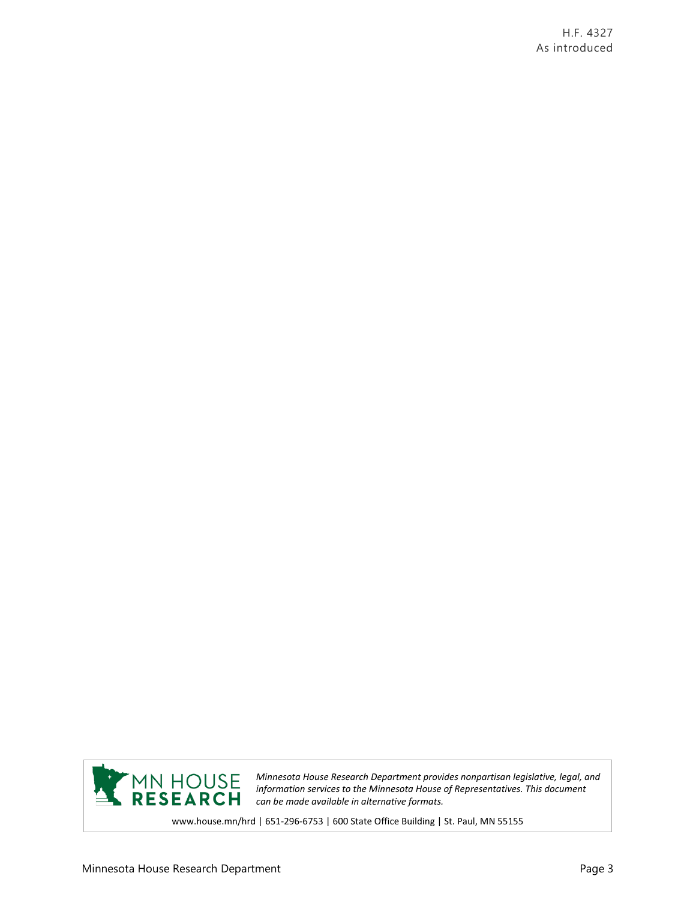Minnesota House Research Department provides nonpartisan legislative, legal, and information services to the Minnesota House of Representatives. This document can be made available in alternative formats.

www.house.mn/hrd | 651-296-6753 | 600 State Office Building | St. Paul, MN 55155